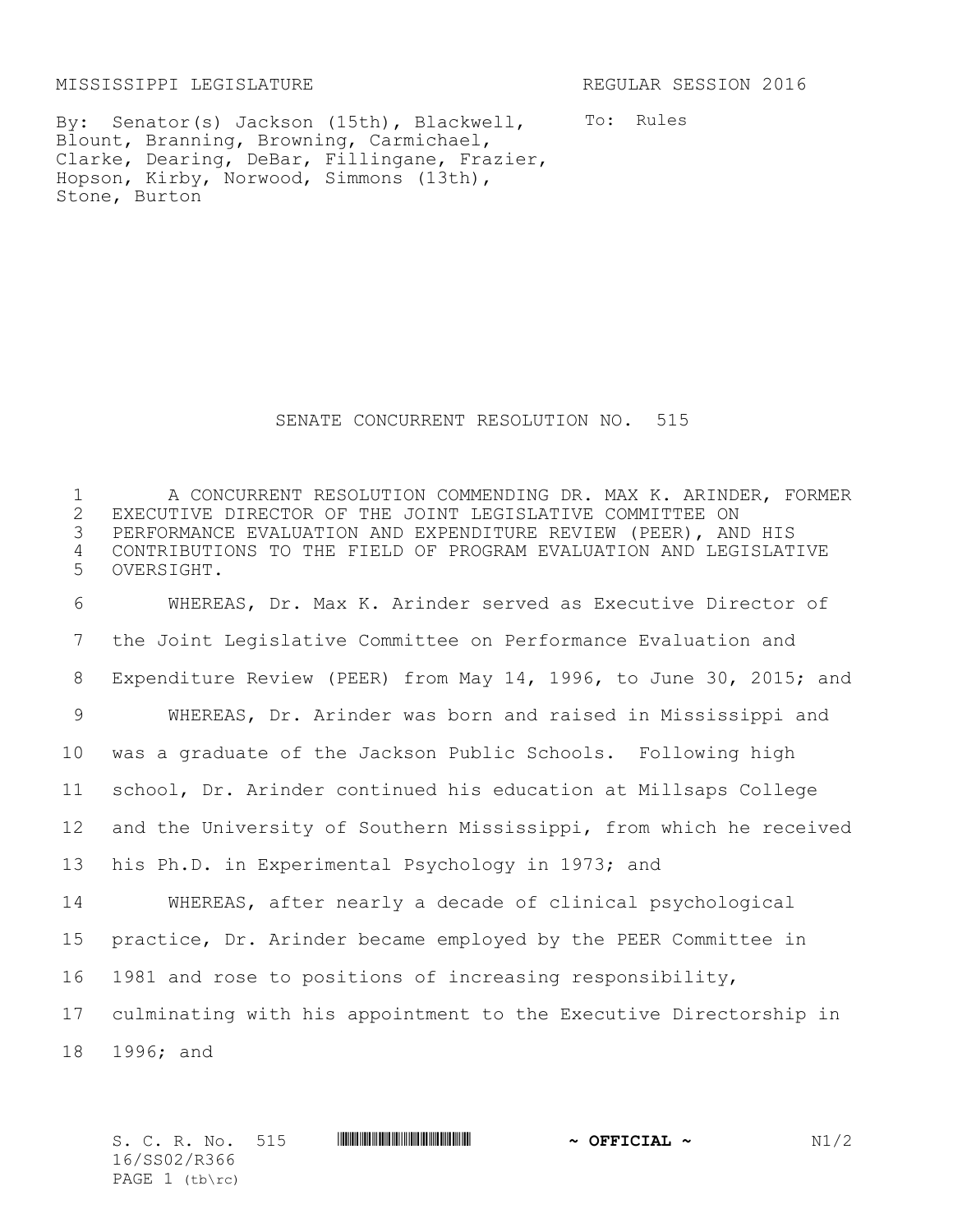MISSISSIPPI LEGISLATURE REGULAR SESSION 2016

By: Senator(s) Jackson (15th), Blackwell, Blount, Branning, Browning, Carmichael, Clarke, Dearing, DeBar, Fillingane, Frazier, Hopson, Kirby, Norwood, Simmons (13th), Stone, Burton

To: Rules

# SENATE CONCURRENT RESOLUTION NO. 515

A CONCURRENT RESOLUTION COMMENDING DR. MAX K. ARINDER, FORMER EXECUTIVE DIRECTOR OF THE JOINT LEGISLATIVE COMMITTEE ON PERFORMANCE EVALUATION AND EXPENDITURE REVIEW (PEER), AND HIS CONTRIBUTIONS TO THE FIELD OF PROGRAM EVALUATION AND LEGISLATIVE OVERSIGHT.

WHEREAS, Dr. Max K. Arinder served as Executive Director of the Joint Legislative Committee on Performance Evaluation and Expenditure Review (PEER) from May 14, 1996, to June 30, 2015; and

WHEREAS, Dr. Arinder was born and raised in Mississippi and was a graduate of the Jackson Public Schools. Following high school, Dr. Arinder continued his education at Millsaps College and the University of Southern Mississippi, from which he received his Ph.D. in Experimental Psychology in 1973; and

WHEREAS, after nearly a decade of clinical psychological practice, Dr. Arinder became employed by the PEER Committee in 1981 and rose to positions of increasing responsibility, culminating with his appointment to the Executive Directorship in 1996; and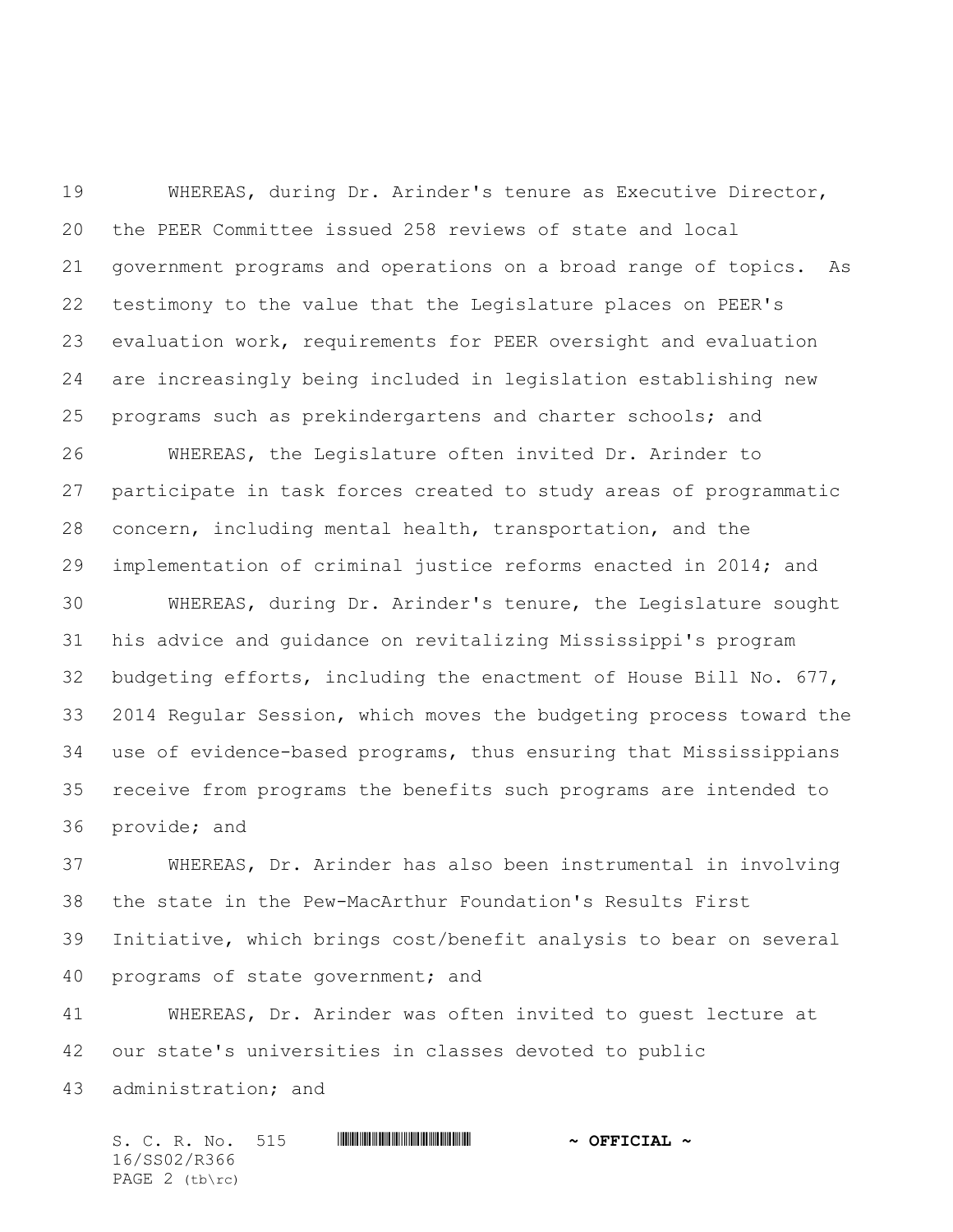WHEREAS, during Dr. Arinder's tenure as Executive Director, the PEER Committee issued 258 reviews of state and local government programs and operations on a broad range of topics. As testimony to the value that the Legislature places on PEER's evaluation work, requirements for PEER oversight and evaluation are increasingly being included in legislation establishing new programs such as prekindergartens and charter schools; and

WHEREAS, the Legislature often invited Dr. Arinder to participate in task forces created to study areas of programmatic concern, including mental health, transportation, and the implementation of criminal justice reforms enacted in 2014; and

WHEREAS, during Dr. Arinder's tenure, the Legislature sought his advice and guidance on revitalizing Mississippi's program budgeting efforts, including the enactment of House Bill No. 677, 2014 Regular Session, which moves the budgeting process toward the use of evidence-based programs, thus ensuring that Mississippians receive from programs the benefits such programs are intended to provide; and

WHEREAS, Dr. Arinder has also been instrumental in involving the state in the Pew-MacArthur Foundation's Results First Initiative, which brings cost/benefit analysis to bear on several programs of state government; and

WHEREAS, Dr. Arinder was often invited to guest lecture at our state's universities in classes devoted to public administration; and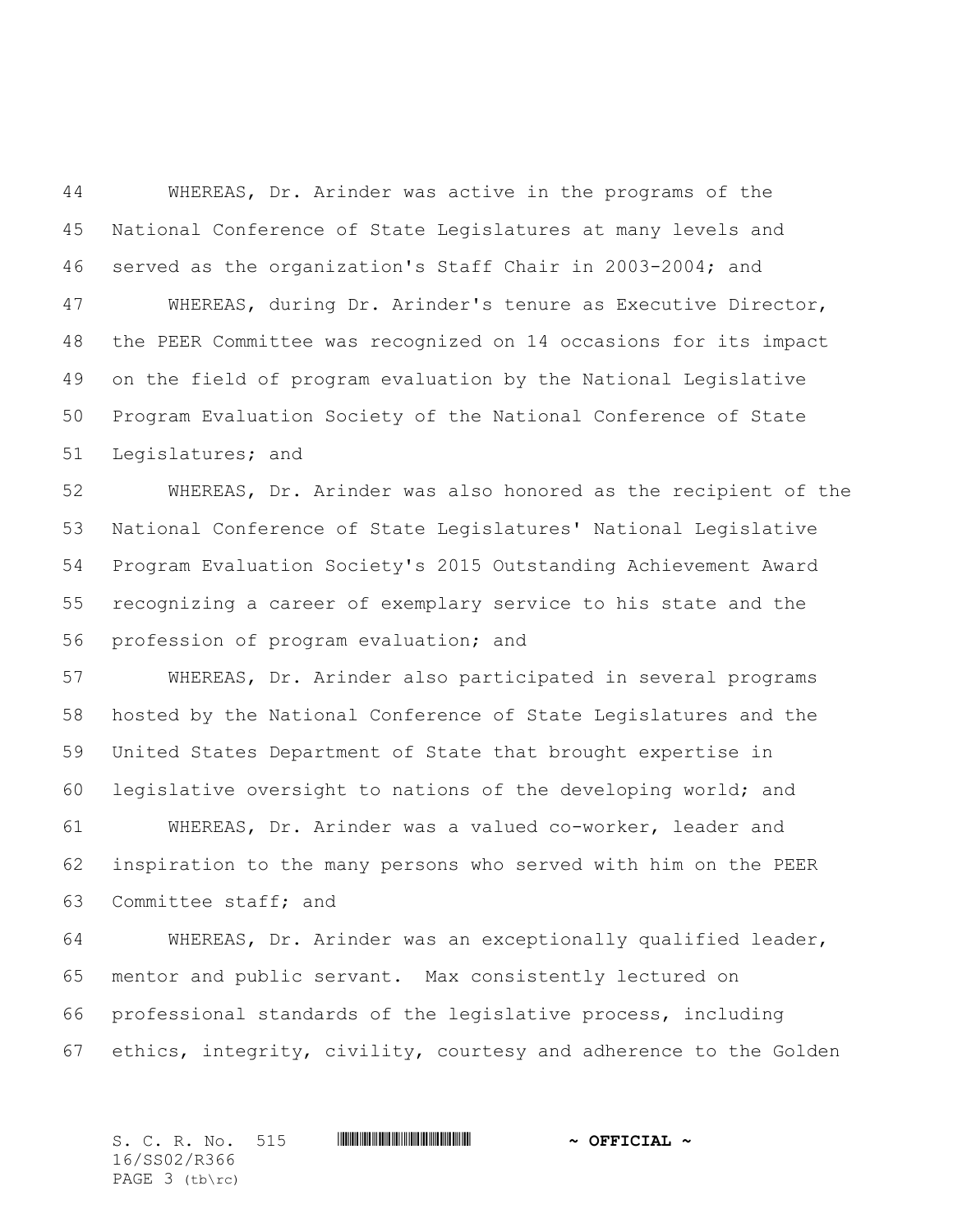WHEREAS, Dr. Arinder was active in the programs of the National Conference of State Legislatures at many levels and served as the organization's Staff Chair in 2003-2004; and

WHEREAS, during Dr. Arinder's tenure as Executive Director, the PEER Committee was recognized on 14 occasions for its impact on the field of program evaluation by the National Legislative Program Evaluation Society of the National Conference of State Legislatures; and

WHEREAS, Dr. Arinder was also honored as the recipient of the National Conference of State Legislatures' National Legislative Program Evaluation Society's 2015 Outstanding Achievement Award recognizing a career of exemplary service to his state and the profession of program evaluation; and

WHEREAS, Dr. Arinder also participated in several programs hosted by the National Conference of State Legislatures and the United States Department of State that brought expertise in legislative oversight to nations of the developing world; and

WHEREAS, Dr. Arinder was a valued co-worker, leader and inspiration to the many persons who served with him on the PEER Committee staff; and

WHEREAS, Dr. Arinder was an exceptionally qualified leader, mentor and public servant. Max consistently lectured on professional standards of the legislative process, including ethics, integrity, civility, courtesy and adherence to the Golden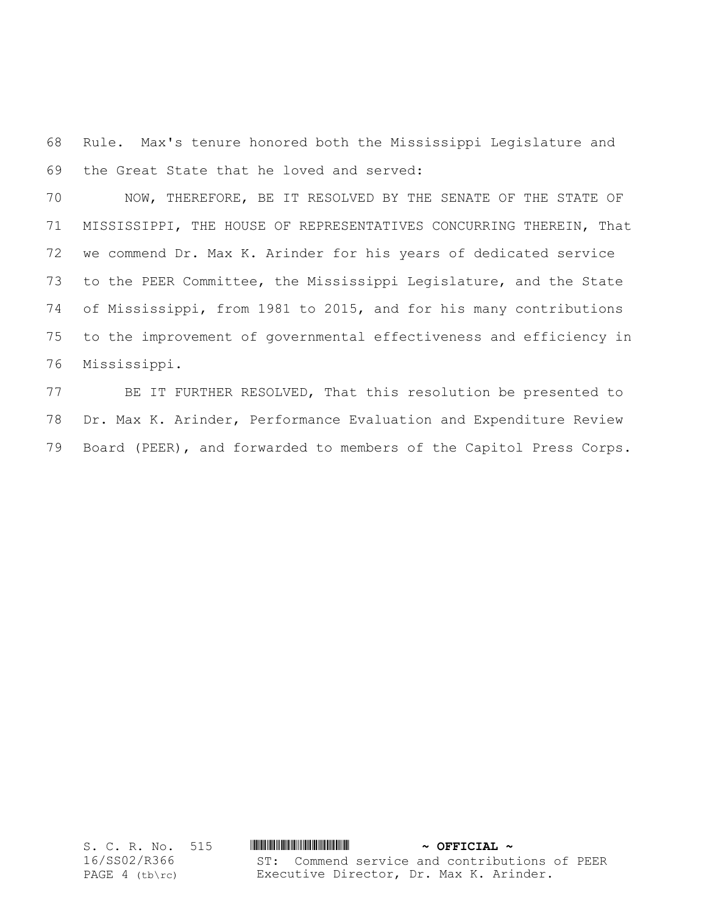Rule. Max's tenure honored both the Mississippi Legislature and the Great State that he loved and served:

NOW, THEREFORE, BE IT RESOLVED BY THE SENATE OF THE STATE OF MISSISSIPPI, THE HOUSE OF REPRESENTATIVES CONCURRING THEREIN, That we commend Dr. Max K. Arinder for his years of dedicated service to the PEER Committee, the Mississippi Legislature, and the State of Mississippi, from 1981 to 2015, and for his many contributions to the improvement of governmental effectiveness and efficiency in Mississippi.

BE IT FURTHER RESOLVED, That this resolution be presented to Dr. Max K. Arinder, Performance Evaluation and Expenditure Review Board (PEER), and forwarded to members of the Capitol Press Corps.